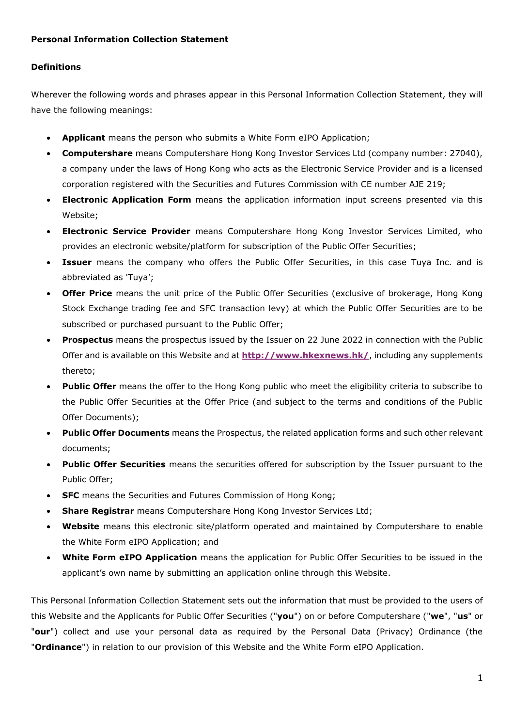**Personal Information Collection Statement**

**Definitions**

Wherever the following words and phrases appear in this Personal Information Collection Statement, they will have the following meanings:

- **Applicant** means the person who submits a White Form eIPO Application;
- **Computershare** means Computershare Hong Kong Investor Services Ltd (company number: 27040), a company under the laws of Hong Kong who acts as the Electronic Service Provider and is a licensed corporation registered with the Securities and Futures Commission with CE number AJE 219;
- **Electronic Application Form** means the application information input screens presented via this Website;
- **Electronic Service Provider** means Computershare Hong Kong Investor Services Limited, who provides an electronic website/platform for subscription of the Public Offer Securities;
- **Issuer** means the company who offers the Public Offer Securities, in this case Tuya Inc. and is abbreviated as 'Tuya';
- **Offer Price** means the unit price of the Public Offer Securities (exclusive of brokerage, Hong Kong Stock Exchange trading fee and SFC transaction levy) at which the Public Offer Securities are to be subscribed or purchased pursuant to the Public Offer;
- **Prospectus** means the prospectus issued by the Issuer on 22 June 2022 in connection with the Public Offer and is available on this Website and at **http://www.hkexnews.hk/**, including any supplements thereto;
- **Public Offer** means the offer to the Hong Kong public who meet the eligibility criteria to subscribe to the Public Offer Securities at the Offer Price (and subject to the terms and conditions of the Public Offer Documents);
- **Public Offer Documents** means the Prospectus, the related application forms and such other relevant documents;
- **Public Offer Securities** means the securities offered for subscription by the Issuer pursuant to the Public Offer;
- **SFC** means the Securities and Futures Commission of Hong Kong;
- **Share Registrar** means Computershare Hong Kong Investor Services Ltd;
- **Website** means this electronic site/platform operated and maintained by Computershare to enable the White Form eIPO Application; and
- **White Form eIPO Application** means the application for Public Offer Securities to be issued in the applicant's own name by submitting an application online through this Website.

This Personal Information Collection Statement sets out the information that must be provided to the users of this Website and the Applicants for Public Offer Securities ("**you**") on or before Computershare ("**we**", "**us**" or "**our**") collect and use your personal data as required by the Personal Data (Privacy) Ordinance (the "**Ordinance**") in relation to our provision of this Website and the White Form eIPO Application.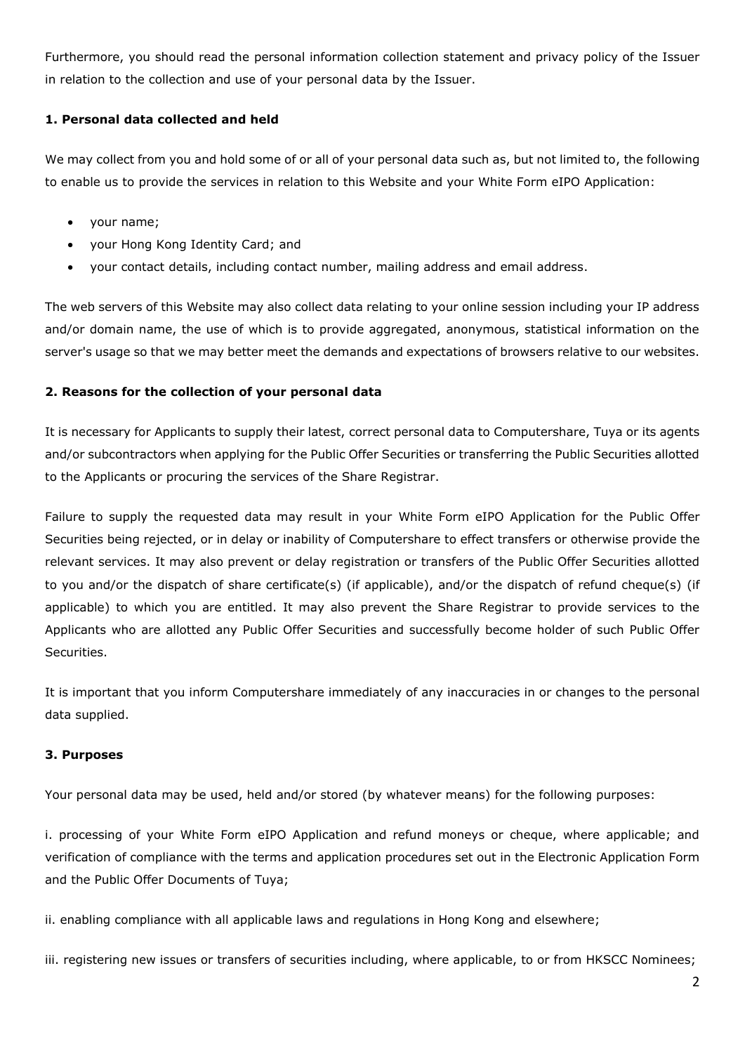Furthermore, you should read the personal information collection statement and privacy policy of the Issuer in relation to the collection and use of your personal data by the Issuer.

**1. Personal data collected and held**

We may collect from you and hold some of or all of your personal data such as, but not limited to, the following to enable us to provide the services in relation to this Website and your White Form eIPO Application:

- your name;
- your Hong Kong Identity Card; and
- your contact details, including contact number, mailing address and email address.

The web servers of this Website may also collect data relating to your online session including your IP address and/or domain name, the use of which is to provide aggregated, anonymous, statistical information on the server's usage so that we may better meet the demands and expectations of browsers relative to our websites.

**2. Reasons for the collection of your personal data**

It is necessary for Applicants to supply their latest, correct personal data to Computershare, Tuya or its agents and/or subcontractors when applying for the Public Offer Securities or transferring the Public Securities allotted to the Applicants or procuring the services of the Share Registrar.

Failure to supply the requested data may result in your White Form eIPO Application for the Public Offer Securities being rejected, or in delay or inability of Computershare to effect transfers or otherwise provide the relevant services. It may also prevent or delay registration or transfers of the Public Offer Securities allotted to you and/or the dispatch of share certificate(s) (if applicable), and/or the dispatch of refund cheque(s) (if applicable) to which you are entitled. It may also prevent the Share Registrar to provide services to the Applicants who are allotted any Public Offer Securities and successfully become holder of such Public Offer Securities.

It is important that you inform Computershare immediately of any inaccuracies in or changes to the personal data supplied.

**3. Purposes**

Your personal data may be used, held and/or stored (by whatever means) for the following purposes:

i. processing of your White Form eIPO Application and refund moneys or cheque, where applicable; and verification of compliance with the terms and application procedures set out in the Electronic Application Form and the Public Offer Documents of Tuya;

ii. enabling compliance with all applicable laws and regulations in Hong Kong and elsewhere;

iii. registering new issues or transfers of securities including, where applicable, to or from HKSCC Nominees;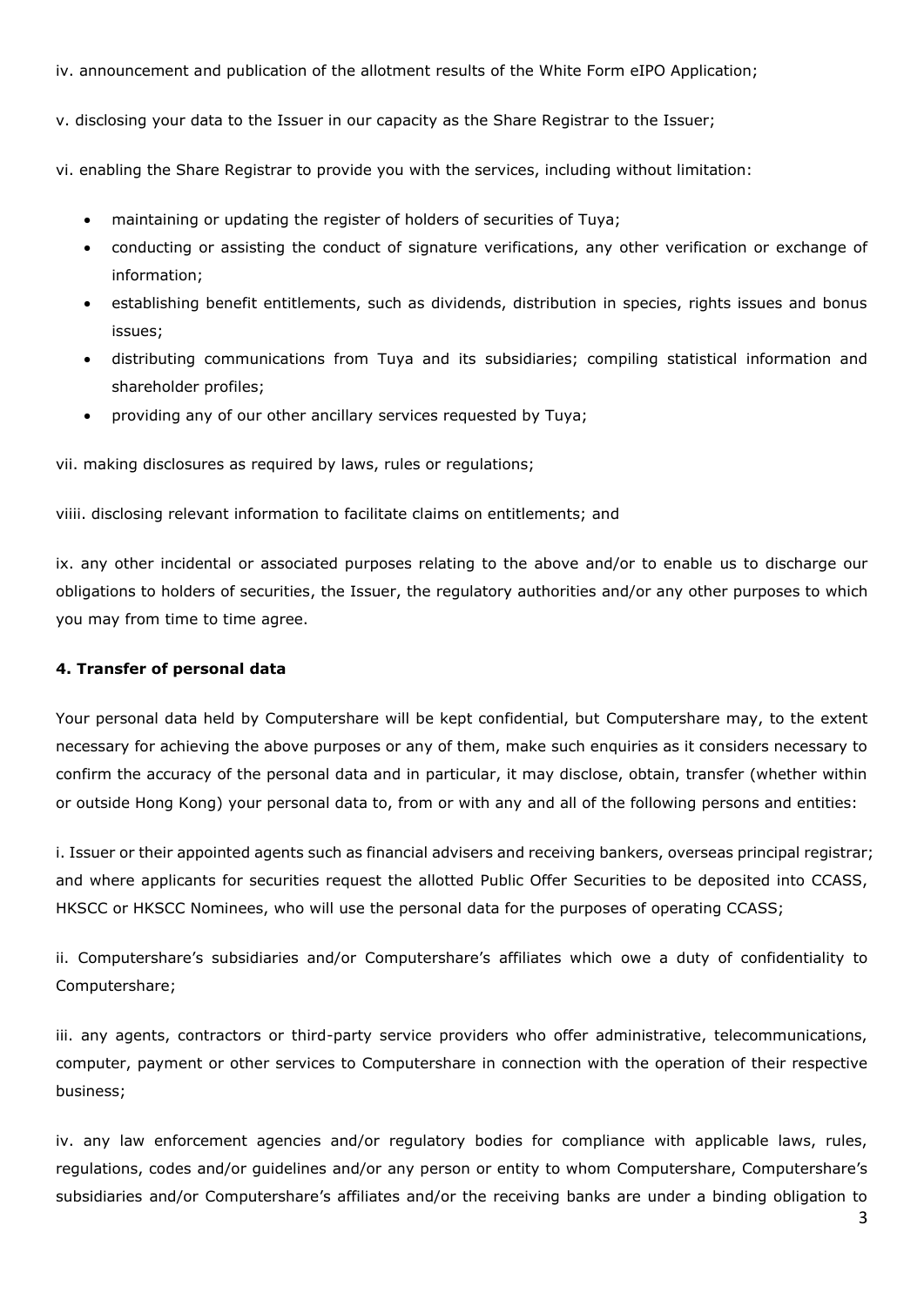iv. announcement and publication of the allotment results of the White Form eIPO Application;

v. disclosing your data to the Issuer in our capacity as the Share Registrar to the Issuer;

vi. enabling the Share Registrar to provide you with the services, including without limitation:

- maintaining or updating the register of holders of securities of Tuya;
- conducting or assisting the conduct of signature verifications, any other verification or exchange of information;
- establishing benefit entitlements, such as dividends, distribution in species, rights issues and bonus issues;
- distributing communications from Tuya and its subsidiaries; compiling statistical information and shareholder profiles;
- providing any of our other ancillary services requested by Tuya;

vii. making disclosures as required by laws, rules or regulations;

viiii. disclosing relevant information to facilitate claims on entitlements; and

ix. any other incidental or associated purposes relating to the above and/or to enable us to discharge our obligations to holders of securities, the Issuer, the regulatory authorities and/or any other purposes to which you may from time to time agree.

**4. Transfer of personal data**

Your personal data held by Computershare will be kept confidential, but Computershare may, to the extent necessary for achieving the above purposes or any of them, make such enquiries as it considers necessary to confirm the accuracy of the personal data and in particular, it may disclose, obtain, transfer (whether within or outside Hong Kong) your personal data to, from or with any and all of the following persons and entities:

i. Issuer or their appointed agents such as financial advisers and receiving bankers, overseas principal registrar; and where applicants for securities request the allotted Public Offer Securities to be deposited into CCASS, HKSCC or HKSCC Nominees, who will use the personal data for the purposes of operating CCASS;

ii. Computershare's subsidiaries and/or Computershare's affiliates which owe a duty of confidentiality to Computershare;

iii. any agents, contractors or third-party service providers who offer administrative, telecommunications, computer, payment or other services to Computershare in connection with the operation of their respective business;

iv. any law enforcement agencies and/or regulatory bodies for compliance with applicable laws, rules, regulations, codes and/or guidelines and/or any person or entity to whom Computershare, Computershare's subsidiaries and/or Computershare's affiliates and/or the receiving banks are under a binding obligation to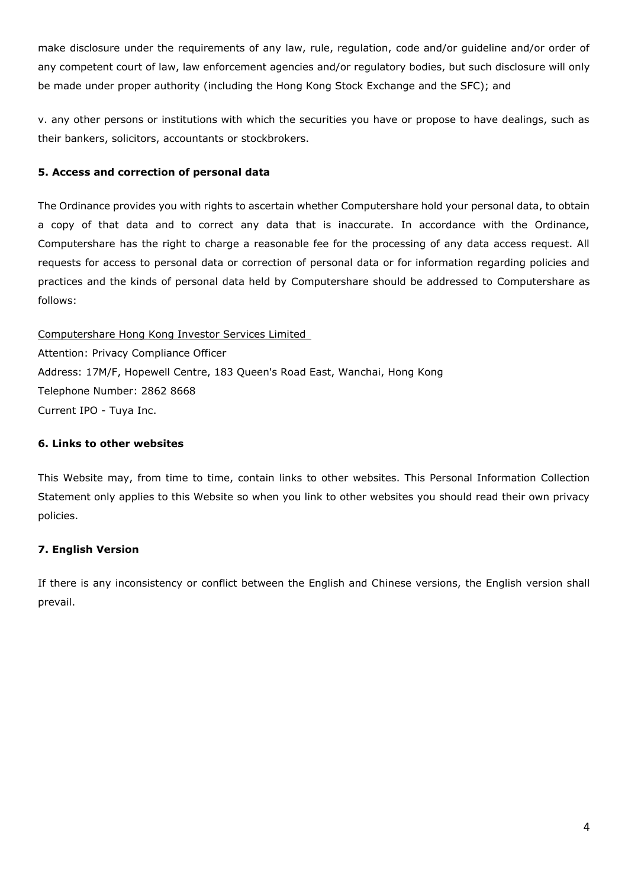make disclosure under the requirements of any law, rule, regulation, code and/or guideline and/or order of any competent court of law, law enforcement agencies and/or regulatory bodies, but such disclosure will only be made under proper authority (including the Hong Kong Stock Exchange and the SFC); and

v. any other persons or institutions with which the securities you have or propose to have dealings, such as their bankers, solicitors, accountants or stockbrokers.

**5. Access and correction of personal data**

The Ordinance provides you with rights to ascertain whether Computershare hold your personal data, to obtain a copy of that data and to correct any data that is inaccurate. In accordance with the Ordinance, Computershare has the right to charge a reasonable fee for the processing of any data access request. All requests for access to personal data or correction of personal data or for information regarding policies and practices and the kinds of personal data held by Computershare should be addressed to Computershare as follows:

Computershare Hong Kong Investor Services Limited
Attention: Privacy Compliance Officer
Address: 17M/F, Hopewell Centre, 183 Queen's Road East, Wanchai, Hong Kong
Telephone Number: 2862 8668
Current IPO - Tuya Inc.

**6. Links to other websites**

This Website may, from time to time, contain links to other websites. This Personal Information Collection Statement only applies to this Website so when you link to other websites you should read their own privacy policies.

**7. English Version**

If there is any inconsistency or conflict between the English and Chinese versions, the English version shall prevail.